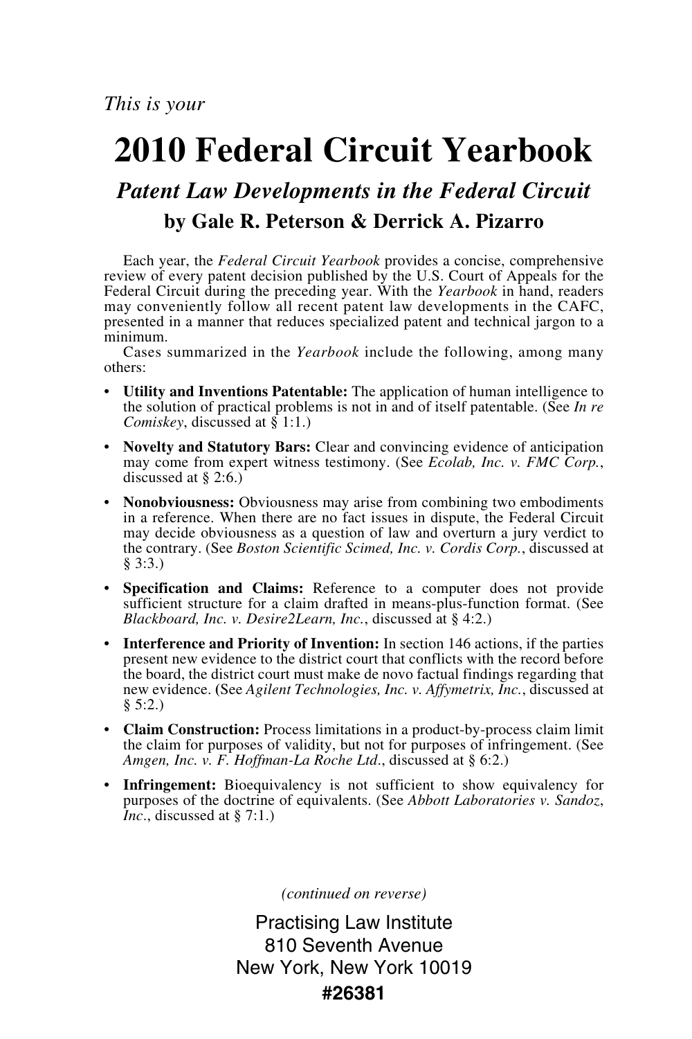*This is your*

# 2010 Federal Circuit Yearbook

## *Patent Law Developments in the Federal Circuit*

### by Gale R. Peterson & Derrick A. Pizarro

Each year, the *Federal Circuit Yearbook* provides a concise, comprehensive review of every patent decision published by the U.S. Court of Appeals for the Federal Circuit during the preceding year. With the *Yearbook* in hand, readers may conveniently follow all recent patent law developments in the CAFC, presented in a manner that reduces specialized patent and technical jargon to a minimum.

Cases summarized in the *Yearbook* include the following, among many others:

- **Utility and Inventions Patentable:** The application of human intelligence to the solution of practical problems is not in and of itself patentable. (See *In re Comiskey*, discussed at § 1:1.)
- **Novelty and Statutory Bars:** Clear and convincing evidence of anticipation may come from expert witness testimony. (See *Ecolab, Inc. v. FMC Corp.*, discussed at § 2:6.)
- **Nonobviousness:** Obviousness may arise from combining two embodiments in a reference. When there are no fact issues in dispute, the Federal Circuit may decide obviousness as a question of law and overturn a jury verdict to the contrary. (See *Boston Scientific Scimed, Inc. v. Cordis Corp.*, discussed at § 3:3.)
- **Specification and Claims:** Reference to a computer does not provide sufficient structure for a claim drafted in means-plus-function format. (See *Blackboard, Inc. v. Desire2Learn, Inc.*, discussed at § 4:2.)
- **Interference and Priority of Invention:** In section 146 actions, if the parties present new evidence to the district court that conflicts with the record before the board, the district court must make de novo factual findings regarding that new evidence. (See *Agilent Technologies, Inc. v. Affymetrix, Inc.*, discussed at § 5:2.)
- **Claim Construction:** Process limitations in a product-by-process claim limit the claim for purposes of validity, but not for purposes of infringement. (See *Amgen, Inc. v. F. Hoffman-La Roche Ltd.*, discussed at § 6:2.)
- **Infringement:** Bioequivalency is not sufficient to show equivalency for purposes of the doctrine of equivalents. (See *Abbott Laboratories v. Sandoz, Inc.*, discussed at § 7:1.)

*(continued on reverse)*

Practising Law Institute
810 Seventh Avenue
New York, New York 10019
**#26381**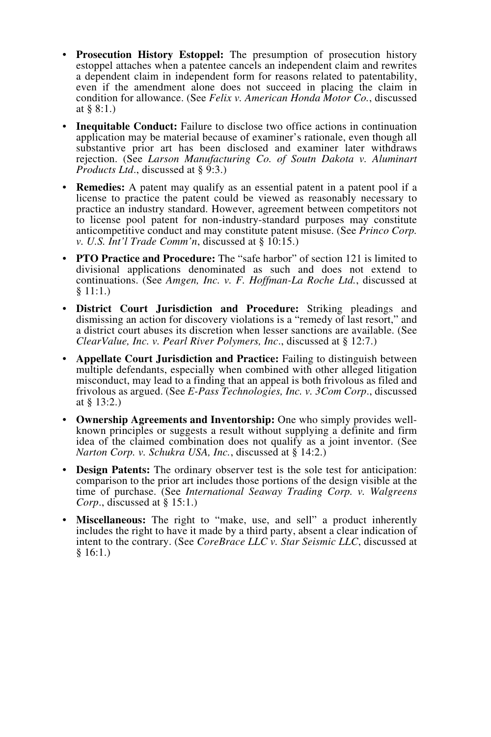- **Prosecution History Estoppel:** The presumption of prosecution history estoppel attaches when a patentee cancels an independent claim and rewrites a dependent claim in independent form for reasons related to patentability, even if the amendment alone does not succeed in placing the claim in condition for allowance. (See *Felix v. American Honda Motor Co.*, discussed at § 8:1.)

- **Inequitable Conduct:** Failure to disclose two office actions in continuation application may be material because of examiner's rationale, even though all substantive prior art has been disclosed and examiner later withdraws rejection. (See *Larson Manufacturing Co. of Soutn Dakota v. Aluminart Products Ltd*., discussed at § 9:3.)

- **Remedies:** A patent may qualify as an essential patent in a patent pool if a license to practice the patent could be viewed as reasonably necessary to practice an industry standard. However, agreement between competitors not to license pool patent for non-industry-standard purposes may constitute anticompetitive conduct and may constitute patent misuse. (See *Princo Corp. v. U.S. Int'l Trade Comm'n*, discussed at § 10:15.)

- **PTO Practice and Procedure:** The "safe harbor" of section 121 is limited to divisional applications denominated as such and does not extend to continuations. (See *Amgen, Inc. v. F. Hoffman-La Roche Ltd.*, discussed at § 11:1.)

- **District Court Jurisdiction and Procedure:** Striking pleadings and dismissing an action for discovery violations is a "remedy of last resort," and a district court abuses its discretion when lesser sanctions are available. (See *ClearValue, Inc. v. Pearl River Polymers, Inc*., discussed at § 12:7.)

- **Appellate Court Jurisdiction and Practice:** Failing to distinguish between multiple defendants, especially when combined with other alleged litigation misconduct, may lead to a finding that an appeal is both frivolous as filed and frivolous as argued. (See *E-Pass Technologies, Inc. v. 3Com Corp*., discussed at § 13:2.)

- **Ownership Agreements and Inventorship:** One who simply provides well-known principles or suggests a result without supplying a definite and firm idea of the claimed combination does not qualify as a joint inventor. (See *Narton Corp. v. Schukra USA, Inc.*, discussed at § 14:2.)

- **Design Patents:** The ordinary observer test is the sole test for anticipation: comparison to the prior art includes those portions of the design visible at the time of purchase. (See *International Seaway Trading Corp. v. Walgreens Corp*., discussed at § 15:1.)

- **Miscellaneous:** The right to "make, use, and sell" a product inherently includes the right to have it made by a third party, absent a clear indication of intent to the contrary. (See *CoreBrace LLC v. Star Seismic LLC*, discussed at § 16:1.)